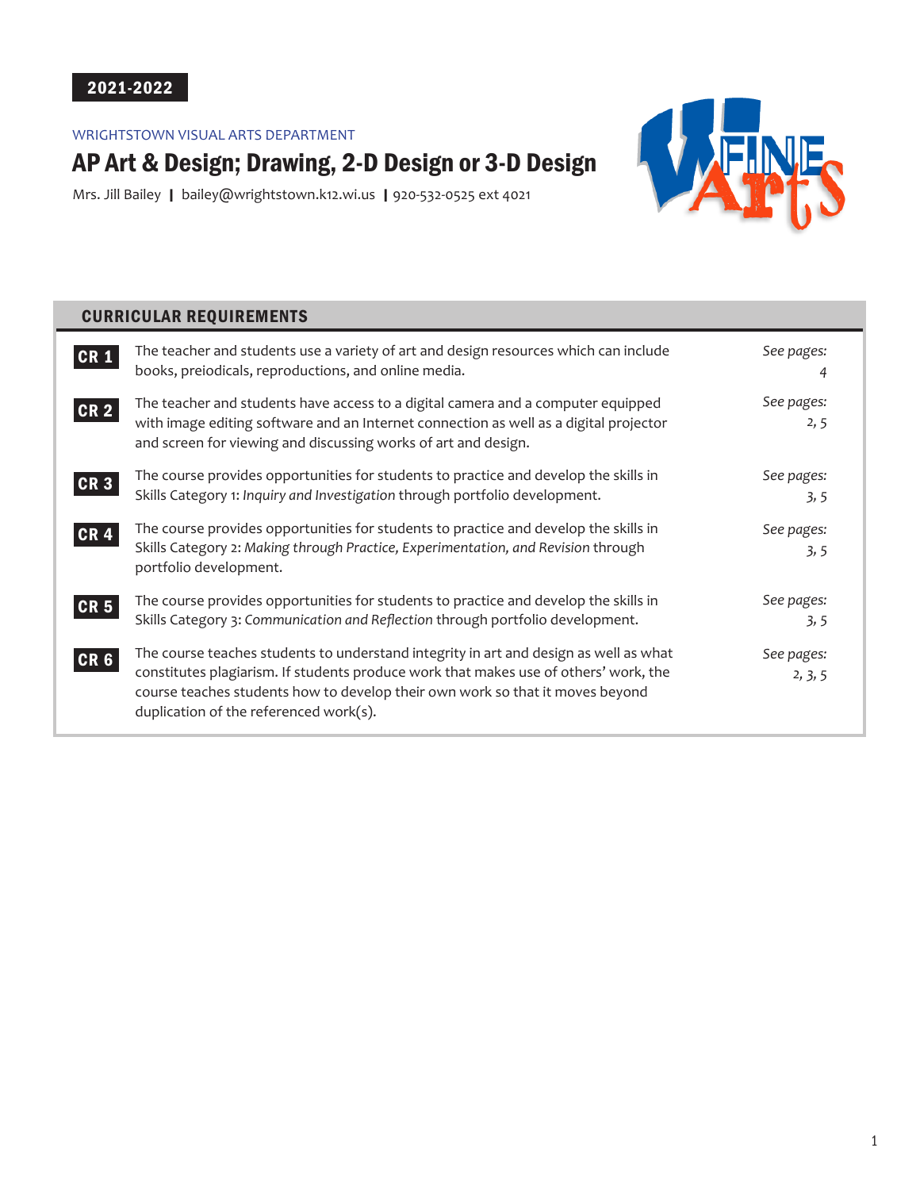2021-2022

WRIGHTSTOWN VISUAL ARTS DEPARTMENT

# AP Art & Design; Drawing, 2-D Design or 3-D Design

Mrs. Jill Bailey | bailey@wrightstown.k12.wi.us | 920-532-0525 ext 4021

## CURRICULAR REQUIREMENTS

| | Requirement | See pages: |
|---|---|---|
| **CR 1** | The teacher and students use a variety of art and design resources which can include books, preiodicals, reproductions, and online media. | 4 |
| **CR 2** | The teacher and students have access to a digital camera and a computer equipped with image editing software and an Internet connection as well as a digital projector and screen for viewing and discussing works of art and design. | 2, 5 |
| **CR 3** | The course provides opportunities for students to practice and develop the skills in Skills Category 1: *Inquiry and Investigation* through portfolio development. | 3, 5 |
| **CR 4** | The course provides opportunities for students to practice and develop the skills in Skills Category 2: *Making through Practice, Experimentation, and Revision* through portfolio development. | 3, 5 |
| **CR 5** | The course provides opportunities for students to practice and develop the skills in Skills Category 3: *Communication and Reflection* through portfolio development. | 3, 5 |
| **CR 6** | The course teaches students to understand integrity in art and design as well as what constitutes plagiarism. If students produce work that makes use of others' work, the course teaches students how to develop their own work so that it moves beyond duplication of the referenced work(s). | 2, 3, 5 |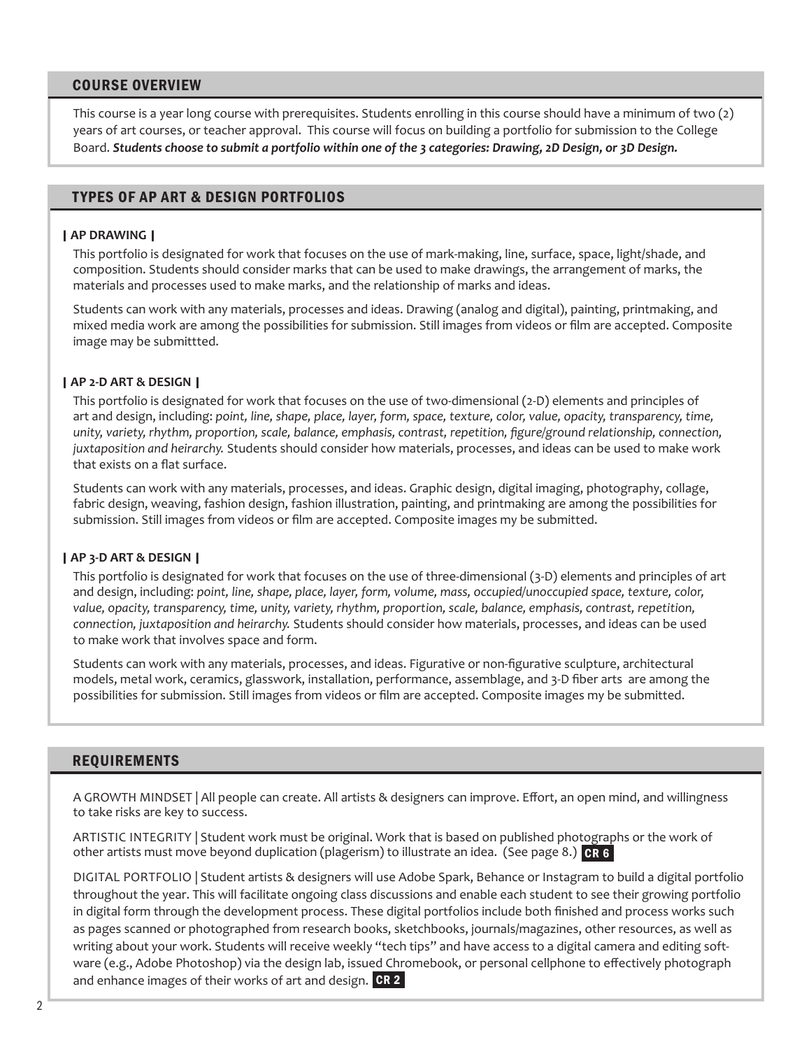## COURSE OVERVIEW

This course is a year long course with prerequisites. Students enrolling in this course should have a minimum of two (2) years of art courses, or teacher approval. This course will focus on building a portfolio for submission to the College Board. ***Students choose to submit a portfolio within one of the 3 categories: Drawing, 2D Design, or 3D Design.***

## TYPES OF AP ART & DESIGN PORTFOLIOS

### | AP DRAWING |

This portfolio is designated for work that focuses on the use of mark-making, line, surface, space, light/shade, and composition. Students should consider marks that can be used to make drawings, the arrangement of marks, the materials and processes used to make marks, and the relationship of marks and ideas.

Students can work with any materials, processes and ideas. Drawing (analog and digital), painting, printmaking, and mixed media work are among the possibilities for submission. Still images from videos or film are accepted. Composite image may be submittted.

### | AP 2-D ART & DESIGN |

This portfolio is designated for work that focuses on the use of two-dimensional (2-D) elements and principles of art and design, including: *point, line, shape, place, layer, form, space, texture, color, value, opacity, transparency, time, unity, variety, rhythm, proportion, scale, balance, emphasis, contrast, repetition, figure/ground relationship, connection, juxtaposition and heirarchy.* Students should consider how materials, processes, and ideas can be used to make work that exists on a flat surface.

Students can work with any materials, processes, and ideas. Graphic design, digital imaging, photography, collage, fabric design, weaving, fashion design, fashion illustration, painting, and printmaking are among the possibilities for submission. Still images from videos or film are accepted. Composite images my be submitted.

### | AP 3-D ART & DESIGN |

This portfolio is designated for work that focuses on the use of three-dimensional (3-D) elements and principles of art and design, including: *point, line, shape, place, layer, form, volume, mass, occupied/unoccupied space, texture, color, value, opacity, transparency, time, unity, variety, rhythm, proportion, scale, balance, emphasis, contrast, repetition, connection, juxtaposition and heirarchy.* Students should consider how materials, processes, and ideas can be used to make work that involves space and form.

Students can work with any materials, processes, and ideas. Figurative or non-figurative sculpture, architectural models, metal work, ceramics, glasswork, installation, performance, assemblage, and 3-D fiber arts are among the possibilities for submission. Still images from videos or film are accepted. Composite images my be submitted.

## REQUIREMENTS

A GROWTH MINDSET | All people can create. All artists & designers can improve. Effort, an open mind, and willingness to take risks are key to success.

ARTISTIC INTEGRITY | Student work must be original. Work that is based on published photographs or the work of other artists must move beyond duplication (plagerism) to illustrate an idea. (See page 8.) **CR 6**

DIGITAL PORTFOLIO | Student artists & designers will use Adobe Spark, Behance or Instagram to build a digital portfolio throughout the year. This will facilitate ongoing class discussions and enable each student to see their growing portfolio in digital form through the development process. These digital portfolios include both finished and process works such as pages scanned or photographed from research books, sketchbooks, journals/magazines, other resources, as well as writing about your work. Students will receive weekly "tech tips" and have access to a digital camera and editing software (e.g., Adobe Photoshop) via the design lab, issued Chromebook, or personal cellphone to effectively photograph and enhance images of their works of art and design. **CR 2**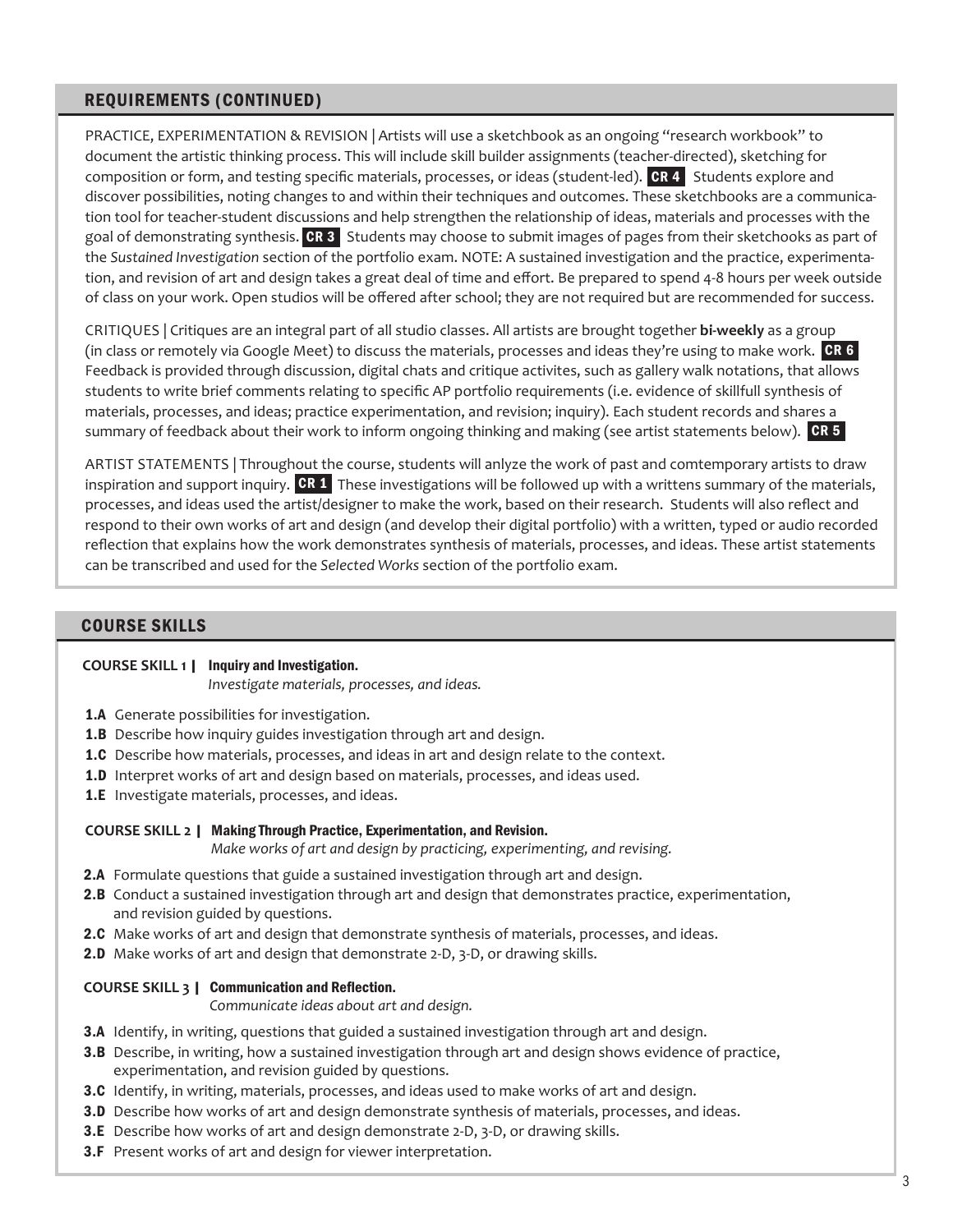## REQUIREMENTS (CONTINUED)

PRACTICE, EXPERIMENTATION & REVISION | Artists will use a sketchbook as an ongoing "research workbook" to document the artistic thinking process. This will include skill builder assignments (teacher-directed), sketching for composition or form, and testing specific materials, processes, or ideas (student-led). **CR 4** Students explore and discover possibilities, noting changes to and within their techniques and outcomes. These sketchbooks are a communication tool for teacher-student discussions and help strengthen the relationship of ideas, materials and processes with the goal of demonstrating synthesis. **CR 3** Students may choose to submit images of pages from their sketchooks as part of the *Sustained Investigation* section of the portfolio exam. NOTE: A sustained investigation and the practice, experimentation, and revision of art and design takes a great deal of time and effort. Be prepared to spend 4-8 hours per week outside of class on your work. Open studios will be offered after school; they are not required but are recommended for success.

CRITIQUES | Critiques are an integral part of all studio classes. All artists are brought together **bi-weekly** as a group (in class or remotely via Google Meet) to discuss the materials, processes and ideas they're using to make work. **CR 6** Feedback is provided through discussion, digital chats and critique activites, such as gallery walk notations, that allows students to write brief comments relating to specific AP portfolio requirements (i.e. evidence of skillfull synthesis of materials, processes, and ideas; practice experimentation, and revision; inquiry). Each student records and shares a summary of feedback about their work to inform ongoing thinking and making (see artist statements below). **CR 5**

ARTIST STATEMENTS | Throughout the course, students will anlyze the work of past and comtemporary artists to draw inspiration and support inquiry. **CR 1** These investigations will be followed up with a writtens summary of the materials, processes, and ideas used the artist/designer to make the work, based on their research. Students will also reflect and respond to their own works of art and design (and develop their digital portfolio) with a written, typed or audio recorded reflection that explains how the work demonstrates synthesis of materials, processes, and ideas. These artist statements can be transcribed and used for the *Selected Works* section of the portfolio exam.

## COURSE SKILLS

**COURSE SKILL 1 | Inquiry and Investigation.**
*Investigate materials, processes, and ideas.*

- **1.A** Generate possibilities for investigation.
- **1.B** Describe how inquiry guides investigation through art and design.
- **1.C** Describe how materials, processes, and ideas in art and design relate to the context.
- **1.D** Interpret works of art and design based on materials, processes, and ideas used.
- **1.E** Investigate materials, processes, and ideas.

**COURSE SKILL 2 | Making Through Practice, Experimentation, and Revision.**
*Make works of art and design by practicing, experimenting, and revising.*

- **2.A** Formulate questions that guide a sustained investigation through art and design.
- **2.B** Conduct a sustained investigation through art and design that demonstrates practice, experimentation, and revision guided by questions.
- **2.C** Make works of art and design that demonstrate synthesis of materials, processes, and ideas.
- **2.D** Make works of art and design that demonstrate 2-D, 3-D, or drawing skills.

**COURSE SKILL 3 | Communication and Reflection.**
*Communicate ideas about art and design.*

- **3.A** Identify, in writing, questions that guided a sustained investigation through art and design.
- **3.B** Describe, in writing, how a sustained investigation through art and design shows evidence of practice, experimentation, and revision guided by questions.
- **3.C** Identify, in writing, materials, processes, and ideas used to make works of art and design.
- **3.D** Describe how works of art and design demonstrate synthesis of materials, processes, and ideas.
- **3.E** Describe how works of art and design demonstrate 2-D, 3-D, or drawing skills.
- **3.F** Present works of art and design for viewer interpretation.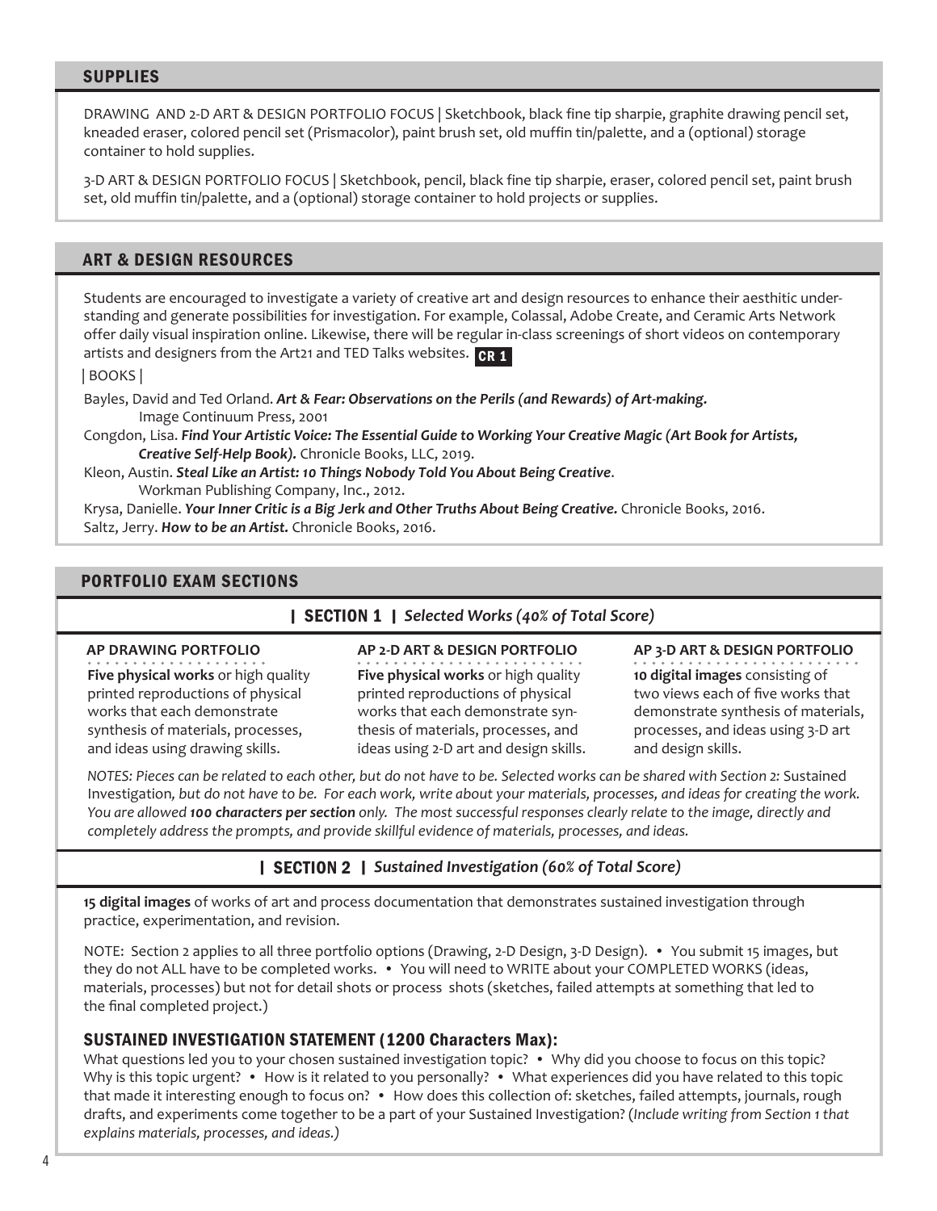## SUPPLIES

DRAWING AND 2-D ART & DESIGN PORTFOLIO FOCUS | Sketchbook, black fine tip sharpie, graphite drawing pencil set, kneaded eraser, colored pencil set (Prismacolor), paint brush set, old muffin tin/palette, and a (optional) storage container to hold supplies.

3-D ART & DESIGN PORTFOLIO FOCUS | Sketchbook, pencil, black fine tip sharpie, eraser, colored pencil set, paint brush set, old muffin tin/palette, and a (optional) storage container to hold projects or supplies.

## ART & DESIGN RESOURCES

Students are encouraged to investigate a variety of creative art and design resources to enhance their aesthitic understanding and generate possibilities for investigation. For example, Colassal, Adobe Create, and Ceramic Arts Network offer daily visual inspiration online. Likewise, there will be regular in-class screenings of short videos on contemporary artists and designers from the Art21 and TED Talks websites. **CR 1**

| BOOKS |

Bayles, David and Ted Orland. ***Art & Fear: Observations on the Perils (and Rewards) of Art-making.*** Image Continuum Press, 2001

Congdon, Lisa. ***Find Your Artistic Voice: The Essential Guide to Working Your Creative Magic (Art Book for Artists, Creative Self-Help Book).*** Chronicle Books, LLC, 2019.

Kleon, Austin. ***Steal Like an Artist: 10 Things Nobody Told You About Being Creative***. Workman Publishing Company, Inc., 2012.

Krysa, Danielle. ***Your Inner Critic is a Big Jerk and Other Truths About Being Creative.*** Chronicle Books, 2016.

Saltz, Jerry. ***How to be an Artist.*** Chronicle Books, 2016.

## PORTFOLIO EXAM SECTIONS

### | SECTION 1 | *Selected Works (40% of Total Score)*

**AP DRAWING PORTFOLIO**
**Five physical works** or high quality printed reproductions of physical works that each demonstrate synthesis of materials, processes, and ideas using drawing skills.

**AP 2-D ART & DESIGN PORTFOLIO**
**Five physical works** or high quality printed reproductions of physical works that each demonstrate synthesis of materials, processes, and ideas using 2-D art and design skills.

**AP 3-D ART & DESIGN PORTFOLIO**
**10 digital images** consisting of two views each of five works that demonstrate synthesis of materials, processes, and ideas using 3-D art and design skills.

*NOTES: Pieces can be related to each other, but do not have to be. Selected works can be shared with Section 2:* Sustained Investigation*, but do not have to be. For each work, write about your materials, processes, and ideas for creating the work. You are allowed* ***100 characters per section*** *only. The most successful responses clearly relate to the image, directly and completely address the prompts, and provide skillful evidence of materials, processes, and ideas.*

### | SECTION 2 | *Sustained Investigation (60% of Total Score)*

**15 digital images** of works of art and process documentation that demonstrates sustained investigation through practice, experimentation, and revision.

NOTE: Section 2 applies to all three portfolio options (Drawing, 2-D Design, 3-D Design). • You submit 15 images, but they do not ALL have to be completed works. • You will need to WRITE about your COMPLETED WORKS (ideas, materials, processes) but not for detail shots or process shots (sketches, failed attempts at something that led to the final completed project.)

### SUSTAINED INVESTIGATION STATEMENT (1200 Characters Max):

What questions led you to your chosen sustained investigation topic? • Why did you choose to focus on this topic? Why is this topic urgent? • How is it related to you personally? • What experiences did you have related to this topic that made it interesting enough to focus on? • How does this collection of: sketches, failed attempts, journals, rough drafts, and experiments come together to be a part of your Sustained Investigation? (*Include writing from Section 1 that explains materials, processes, and ideas.)*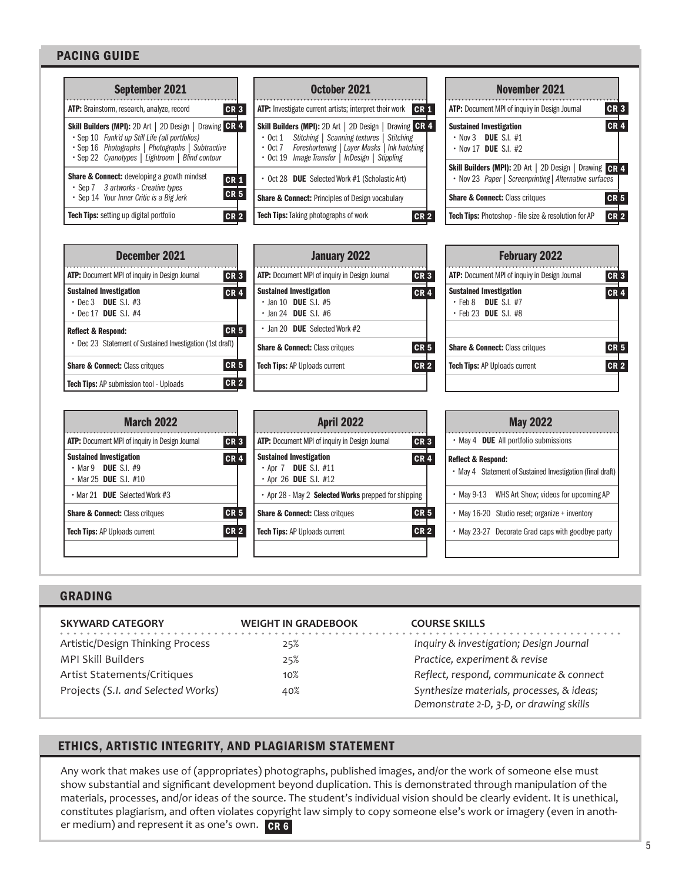## PACING GUIDE

### September 2021

- **ATP:** Brainstorm, research, analyze, record — CR 3
- **Skill Builders (MPI):** 2D Art | 2D Design | Drawing — CR 4
  - Sep 10 *Funk'd up Still Life (all portfolios)*
  - Sep 16 *Photographs | Photographs | Subtractive*
  - Sep 22 *Cyanotypes | Lightroom | Blind contour*
- **Share & Connect:** developing a growth mindset — CR 1, CR 5
  - Sep 7 *3 artworks - Creative types*
  - Sep 14 Your *Inner Critic is a Big Jerk*
- **Tech Tips:** setting up digital portfolio — CR 2

### October 2021

- **ATP:** Investigate current artists; interpret their work — CR 1
- **Skill Builders (MPI):** 2D Art | 2D Design | Drawing — CR 4
  - Oct 1 *Stitching | Scanning textures | Stitching*
  - Oct 7 *Foreshortening | Layer Masks | Ink hatching*
  - Oct 19 *Image Transfer | InDesign | Stippling*
- Oct 28 **DUE** Selected Work #1 (Scholastic Art)
- **Share & Connect:** Principles of Design vocabulary
- **Tech Tips:** Taking photographs of work — CR 2

### November 2021

- **ATP:** Document MPI of inquiry in Design Journal — CR 3
- **Sustained Investigation** — CR 4
  - Nov 3 **DUE** S.I. #1
  - Nov 17 **DUE** S.I. #2
- **Skill Builders (MPI):** 2D Art | 2D Design | Drawing — CR 4
  - Nov 23 *Paper | Screenprinting | Alternative surfaces*
- **Share & Connect:** Class critques — CR 5
- **Tech Tips:** Photoshop - file size & resolution for AP — CR 2

### December 2021

- **ATP:** Document MPI of inquiry in Design Journal — CR 3
- **Sustained Investigation** — CR 4
  - Dec 3 **DUE** S.I. #3
  - Dec 17 **DUE** S.I. #4
- **Reflect & Respond:** — CR 5
  - Dec 23 Statement of Sustained Investigation (1st draft)
- **Share & Connect:** Class critques — CR 5
- **Tech Tips:** AP submission tool - Uploads — CR 2

### January 2022

- **ATP:** Document MPI of inquiry in Design Journal — CR 3
- **Sustained Investigation** — CR 4
  - Jan 10 **DUE** S.I. #5
  - Jan 24 **DUE** S.I. #6
- Jan 20 **DUE** Selected Work #2
- **Share & Connect:** Class critques — CR 5
- **Tech Tips:** AP Uploads current — CR 2

### February 2022

- **ATP:** Document MPI of inquiry in Design Journal — CR 3
- **Sustained Investigation** — CR 4
  - Feb 8 **DUE** S.I. #7
  - Feb 23 **DUE** S.I. #8
- **Share & Connect:** Class critques — CR 5
- **Tech Tips:** AP Uploads current — CR 2

### March 2022

- **ATP:** Document MPI of inquiry in Design Journal — CR 3
- **Sustained Investigation** — CR 4
  - Mar 9 **DUE** S.I. #9
  - Mar 25 **DUE** S.I. #10
- Mar 21 **DUE** Selected Work #3
- **Share & Connect:** Class critques — CR 5
- **Tech Tips:** AP Uploads current — CR 2

### April 2022

- **ATP:** Document MPI of inquiry in Design Journal — CR 3
- **Sustained Investigation** — CR 4
  - Apr 7 **DUE** S.I. #11
  - Apr 26 **DUE** S.I. #12
- Apr 28 - May 2 **Selected Works** prepped for shipping
- **Share & Connect:** Class critques — CR 5
- **Tech Tips:** AP Uploads current — CR 2

### May 2022

- May 4 **DUE** All portfolio submissions
- **Reflect & Respond:**
  - May 4 Statement of Sustained Investigation (final draft)
- May 9-13 WHS Art Show; videos for upcoming AP
- May 16-20 Studio reset; organize + inventory
- May 23-27 Decorate Grad caps with goodbye party

## GRADING

| SKYWARD CATEGORY | WEIGHT IN GRADEBOOK | COURSE SKILLS |
|---|---|---|
| Artistic/Design Thinking Process | 25% | *Inquiry & investigation; Design Journal* |
| MPI Skill Builders | 25% | *Practice, experiment & revise* |
| Artist Statements/Critiques | 10% | *Reflect, respond, communicate & connect* |
| Projects *(S.I. and Selected Works)* | 40% | *Synthesize materials, processes, & ideas; Demonstrate 2-D, 3-D, or drawing skills* |

## ETHICS, ARTISTIC INTEGRITY, AND PLAGIARISM STATEMENT

Any work that makes use of (appropriates) photographs, published images, and/or the work of someone else must show substantial and significant development beyond duplication. This is demonstrated through manipulation of the materials, processes, and/or ideas of the source. The student's individual vision should be clearly evident. It is unethical, constitutes plagiarism, and often violates copyright law simply to copy someone else's work or imagery (even in another medium) and represent it as one's own. **CR 6**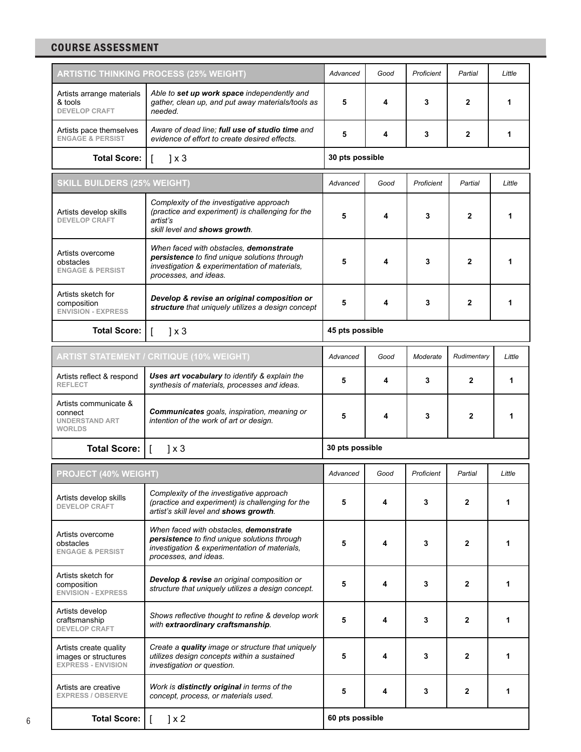## COURSE ASSESSMENT

| ARTISTIC THINKING PROCESS (25% WEIGHT) | | Advanced | Good | Proficient | Partial | Little |
|---|---|---|---|---|---|---|
| Artists arrange materials & tools<br>DEVELOP CRAFT | *Able to **set up work space** independently and gather, clean up, and put away materials/tools as needed.* | 5 | 4 | 3 | 2 | 1 |
| Artists pace themselves<br>ENGAGE & PERSIST | *Aware of dead line; **full use of studio time** and evidence of effort to create desired effects.* | 5 | 4 | 3 | 2 | 1 |
| **Total Score:** | [ ] x 3 | **30 pts possible** | | | | |

| SKILL BUILDERS (25% WEIGHT) | | Advanced | Good | Proficient | Partial | Little |
|---|---|---|---|---|---|---|
| Artists develop skills<br>DEVELOP CRAFT | *Complexity of the investigative approach (practice and experiment) is challenging for the artist's skill level and **shows growth**.* | 5 | 4 | 3 | 2 | 1 |
| Artists overcome obstacles<br>ENGAGE & PERSIST | *When faced with obstacles, **demonstrate persistence** to find unique solutions through investigation & experimentation of materials, processes, and ideas.* | 5 | 4 | 3 | 2 | 1 |
| Artists sketch for composition<br>ENVISION - EXPRESS | ***Develop & revise an original composition or structure** that uniquely utilizes a design concept* | 5 | 4 | 3 | 2 | 1 |
| **Total Score:** | [ ] x 3 | **45 pts possible** | | | | |

| ARTIST STATEMENT / CRITIQUE (10% WEIGHT) | | Advanced | Good | Moderate | Rudimentary | Little |
|---|---|---|---|---|---|---|
| Artists reflect & respond<br>REFLECT | ***Uses art vocabulary** to identify & explain the synthesis of materials, processes and ideas.* | 5 | 4 | 3 | 2 | 1 |
| Artists communicate & connect<br>UNDERSTAND ART WORLDS | ***Communicates** goals, inspiration, meaning or intention of the work of art or design.* | 5 | 4 | 3 | 2 | 1 |
| **Total Score:** | [ ] x 3 | **30 pts possible** | | | | |

| PROJECT (40% WEIGHT) | | Advanced | Good | Proficient | Partial | Little |
|---|---|---|---|---|---|---|
| Artists develop skills<br>DEVELOP CRAFT | *Complexity of the investigative approach (practice and experiment) is challenging for the artist's skill level and **shows growth**.* | 5 | 4 | 3 | 2 | 1 |
| Artists overcome obstacles<br>ENGAGE & PERSIST | *When faced with obstacles, **demonstrate persistence** to find unique solutions through investigation & experimentation of materials, processes, and ideas.* | 5 | 4 | 3 | 2 | 1 |
| Artists sketch for composition<br>ENVISION - EXPRESS | ***Develop & revise** an original composition or structure that uniquely utilizes a design concept.* | 5 | 4 | 3 | 2 | 1 |
| Artists develop craftsmanship<br>DEVELOP CRAFT | *Shows reflective thought to refine & develop work with **extraordinary craftsmanship**.* | 5 | 4 | 3 | 2 | 1 |
| Artists create quality images or structures<br>EXPRESS - ENVISION | *Create a **quality** image or structure that uniquely utilizes design concepts within a sustained investigation or question.* | 5 | 4 | 3 | 2 | 1 |
| Artists are creative<br>EXPRESS / OBSERVE | *Work is **distinctly original** in terms of the concept, process, or materials used.* | 5 | 4 | 3 | 2 | 1 |
| **Total Score:** | [ ] x 2 | **60 pts possible** | | | | |